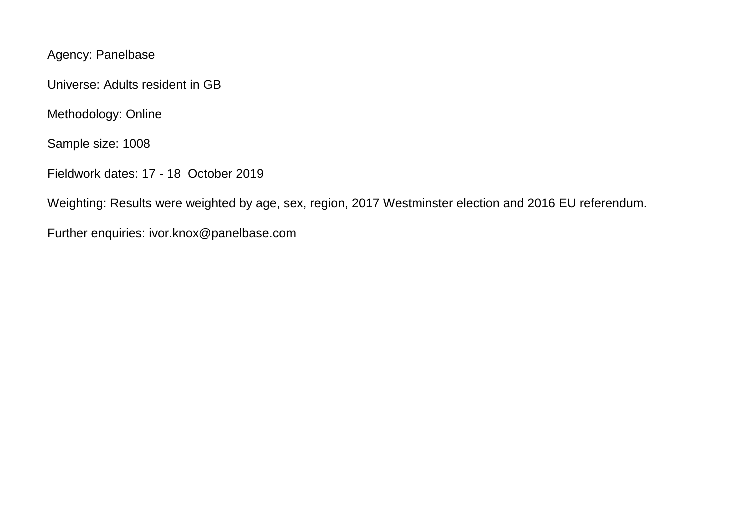Agency: Panelbase

Universe: Adults resident in GB

Methodology: Online

Sample size: 1008

Fieldwork dates: 17 - 18 October 2019

Weighting: Results were weighted by age, sex, region, 2017 Westminster election and 2016 EU referendum.

Further enquiries: ivor.knox@panelbase.com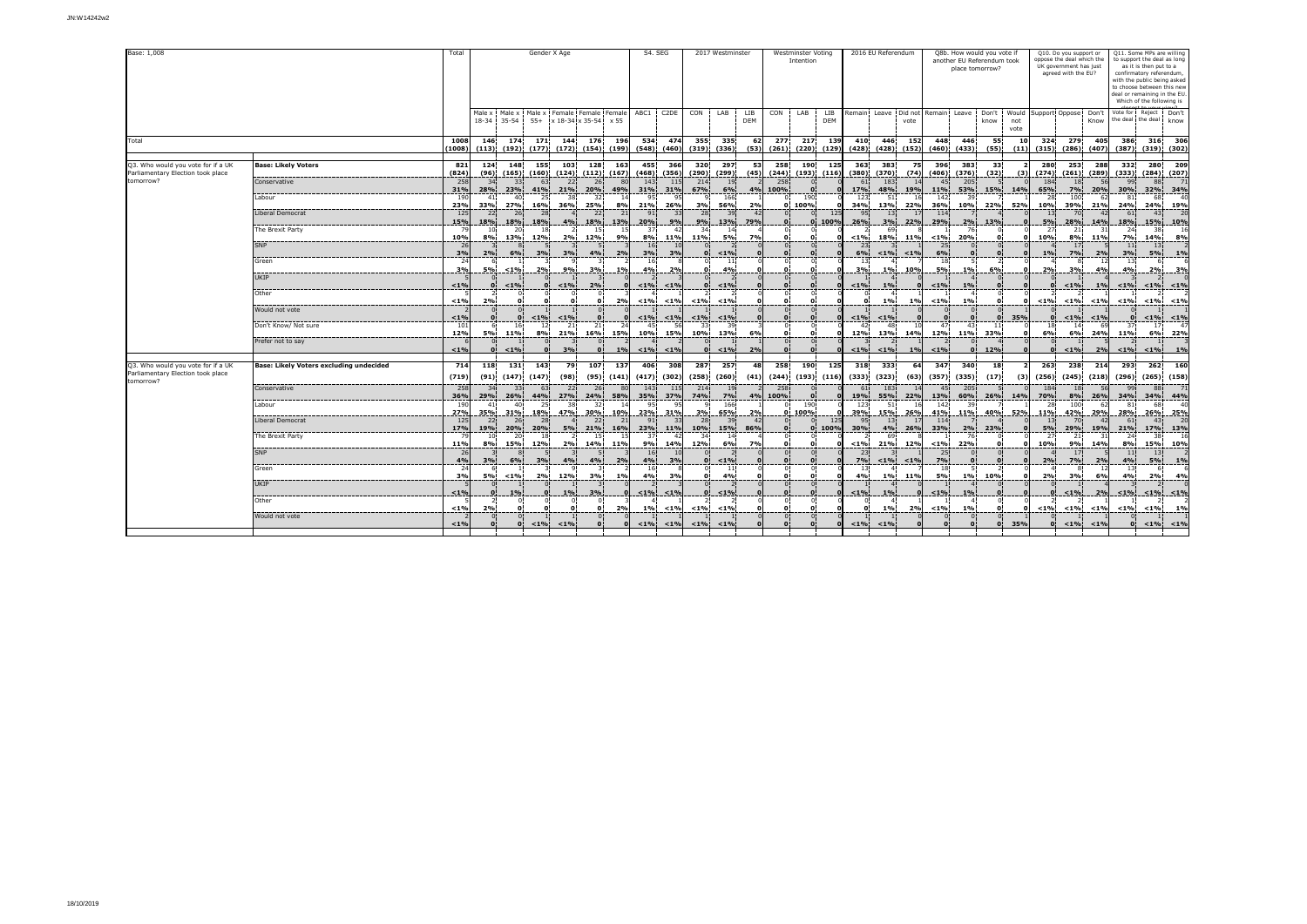| Base: 1,008 | | Total | Gender X Age | | | | | | S4. SEG | | 2017 Westminster | | | Westminster Voting Intention | | | 2016 EU Referendum | | | Q8b. How would you vote if another EU Referendum took place tomorrow? | | | | Q10. Do you support or oppose the deal which the UK government has just agreed with the EU? | | | Q11. Some MPs are willing to support the deal as long as it is then put to a confirmatory referendum, with the public being asked to choose between this new deal or remaining in the EU. Which of the following is | | |
|---|---|---|---|---|---|---|---|---|---|---|---|---|---|---|---|---|---|---|---|---|---|---|---|---|---|---|---|---|---|
| | | | Male x 18-34 | Male x 35-54 | Male x 55+ | Female x 18-34 | Female x 35-54 | Female x 55 | ABC1 | C2DE | CON | LAB | LIB DEM | CON | LAB | LIB DEM | Remain | Leave | Did not vote | Remain | Leave | Don't know | Would not vote | Support | Oppose | Don't Know | Vote for the deal | Reject the deal | Don't know |
| Total | | 1008 (1008) | 146 (113) | 174 (192) | 171 (177) | 144 (172) | 176 (154) | 196 (199) | 534 (548) | 474 (460) | 355 (319) | 335 (336) | 62 (53) | 277 (261) | 217 (220) | 139 (129) | 410 (428) | 446 (428) | 152 (152) | 448 (460) | 446 (433) | 55 (55) | 10 (11) | 324 (315) | 279 (286) | 405 (407) | 386 (387) | 316 (319) | 306 (302) |
| Q3. Who would you vote for if a UK Parliamentary Election took place tomorrow? | **Base: Likely Voters** | 821 (824) | 124 (96) | 148 (165) | 155 (160) | 103 (124) | 128 (112) | 163 (167) | 455 (468) | 366 (356) | 320 (290) | 297 (299) | 53 (45) | 258 (244) | 190 (193) | 125 (116) | 363 (380) | 383 (370) | 75 (74) | 396 (406) | 383 (376) | 33 (32) | 2 (3) | 280 (274) | 253 (261) | 288 (289) | 332 (333) | 280 (284) | 209 (207) |
| | Conservative | 258 | 34 | 33 | 63 | 22 | 26 | 80 | 143 | 115 | 214 | 19 | 2 | 258 | 0 | 0 | 61 | 183 | 14 | 45 | 205 | 5 | 0 | 184 | 18 | 56 | 99 | 88 | 71 |
| | | 31% | 28% | 23% | 41% | 21% | 20% | 49% | 31% | 31% | 67% | 6% | 4% | 100% | 0 | 0 | 17% | 48% | 19% | 11% | 53% | 15% | 14% | 65% | 7% | 20% | 30% | 32% | 34% |
| | Labour | 190 | 41 | 40 | 25 | 38 | 32 | 14 | 95 | 95 | 9 | 166 | 1 | 0 | 190 | 0 | 123 | 51 | 16 | 142 | 39 | 7 | 1 | 28 | 100 | 62 | 81 | 68 | 40 |
| | | 23% | 33% | 27% | 16% | 36% | 25% | 8% | 21% | 26% | 3% | 56% | 2% | 0 | 100% | 0 | 34% | 13% | 22% | 36% | 10% | 22% | 52% | 10% | 39% | 21% | 24% | 24% | 19% |
| | Liberal Democrat | 125 | 22 | 26 | 28 | 4 | 22 | 21 | 91 | 33 | 28 | 39 | 42 | 0 | 0 | 125 | 95 | 13 | 17 | 114 | 7 | 4 | 0 | 13 | 70 | 42 | 61 | 43 | 20 |
| | | 15% | 18% | 18% | 18% | 4% | 18% | 13% | 20% | 9% | 9% | 13% | 79% | 0 | 0 | 100% | 26% | 3% | 22% | 29% | 2% | 13% | 0 | 5% | 28% | 14% | 18% | 15% | 10% |
| | The Brexit Party | 79 | 10 | 20 | 18 | 2 | 15 | 15 | 37 | 42 | 34 | 14 | 4 | 0 | 0 | 0 | 2 | 69 | 8 | 1 | 76 | 0 | 0 | 27 | 21 | 31 | 24 | 38 | 16 |
| | | 10% | 8% | 13% | 12% | 2% | 12% | 9% | 8% | 11% | 11% | 5% | 7% | 0 | 0 | 0 | <1% | 18% | 11% | <1% | 20% | 0 | 0 | 10% | 8% | 11% | 7% | 14% | 8% |
| | SNP | 26 | 3 | 8 | 5 | 3 | 5 | 3 | 16 | 10 | 0 | 2 | 0 | 0 | 0 | 0 | 23 | 3 | 1 | 25 | 0 | 0 | 0 | 4 | 17 | 5 | 11 | 13 | 2 |
| | | 3% | 2% | 6% | 3% | 3% | 4% | 2% | 3% | 3% | 0 | <1% | 0 | 0 | 0 | 0 | 6% | <1% | <1% | 6% | 0 | 0 | 0 | 1% | 7% | 2% | 3% | 5% | 1% |
| | Green | 24 | 6 | 1 | 3 | 9 | 3 | 2 | 16 | 8 | 0 | 11 | 0 | 0 | 0 | 0 | 13 | 4 | 7 | 18 | 5 | 2 | 0 | 4 | 8 | 12 | 13 | 6 | 6 |
| | | 3% | 5% | <1% | 2% | 9% | 3% | 1% | 4% | 2% | 0 | 4% | 0 | 0 | 0 | 0 | 3% | 1% | 10% | 5% | 1% | 6% | 0 | 2% | 3% | 4% | 4% | 2% | 3% |
| | UKIP | 5 | 0 | 1 | 0 | 1 | 3 | 0 | 2 | 3 | 0 | 2 | 0 | 0 | 0 | 0 | 1 | 4 | 0 | 1 | 4 | 0 | 0 | 0 | 1 | 4 | 3 | 2 | 0 |
| | | <1% | 0 | <1% | 0 | <1% | 2% | 0 | <1% | <1% | 0 | <1% | 0 | 0 | 0 | 0 | <1% | 1% | 0 | <1% | 1% | 0 | 0 | 0 | <1% | 1% | <1% | <1% | <1% |
| | Other | 5 | 2 | 0 | 0 | 0 | 0 | 3 | 4 | 1 | 2 | 2 | 0 | 0 | 0 | 0 | 0 | 4 | 1 | 1 | 4 | 0 | 0 | 2 | 2 | 1 | 1 | 2 | 2 |
| | | <1% | 2% | 0 | 0 | 0 | 0 | 2% | <1% | <1% | <1% | <1% | 0 | 0 | 0 | 0 | 0 | 1% | 1% | <1% | 1% | 0 | 0 | <1% | <1% | <1% | <1% | <1% | <1% |
| | Would not vote | 2 | 0 | 0 | 1 | 1 | 0 | 0 | 1 | 1 | 1 | 1 | 0 | 0 | 0 | 0 | 1 | 1 | 0 | 0 | 0 | 0 | 1 | 0 | 1 | 1 | 0 | 1 | 1 |
| | | <1% | 0 | 0 | <1% | <1% | 0 | 0 | <1% | <1% | <1% | <1% | 0 | 0 | 0 | 0 | <1% | <1% | 0 | 0 | 0 | 0 | 35% | 0 | <1% | <1% | 0 | <1% | <1% |
| | Don't Know/ Not sure | 101 | 6 | 16 | 12 | 21 | 21 | 24 | 45 | 56 | 33 | 39 | 3 | 0 | 0 | 0 | 42 | 48 | 10 | 47 | 43 | 11 | 0 | 18 | 14 | 69 | 37 | 17 | 47 |
| | | 12% | 5% | 11% | 8% | 21% | 16% | 15% | 10% | 15% | 10% | 13% | 6% | 0 | 0 | 0 | 12% | 13% | 14% | 12% | 11% | 33% | 0 | 6% | 6% | 24% | 11% | 6% | 22% |
| | Prefer not to say | 6 | 0 | 1 | 0 | 3 | 0 | 2 | 4 | 2 | 0 | 1 | 1 | 0 | 0 | 0 | 3 | 2 | 1 | 2 | 0 | 4 | 0 | 0 | 1 | 5 | 2 | 1 | 3 |
| | | <1% | 0 | <1% | 0 | 3% | 0 | 1% | <1% | <1% | 0 | <1% | 2% | 0 | 0 | 0 | <1% | <1% | 1% | <1% | 0 | 12% | 0 | 0 | <1% | 2% | <1% | <1% | 1% |
| Q3. Who would you vote for if a UK Parliamentary Election took place tomorrow? | **Base: Likely Voters excluding undecided** | 714 (719) | 118 (91) | 131 (147) | 143 (147) | 79 (98) | 107 (95) | 137 (141) | 406 (417) | 308 (302) | 287 (258) | 257 (260) | 48 (41) | 258 (244) | 190 (193) | 125 (116) | 318 (333) | 333 (323) | 64 (63) | 347 (357) | 340 (335) | 18 (17) | 2 (3) | 263 (256) | 238 (245) | 214 (218) | 293 (296) | 262 (265) | 160 (158) |
| | Conservative | 258 | 34 | 33 | 63 | 22 | 26 | 80 | 143 | 115 | 214 | 19 | 2 | 258 | 0 | 0 | 61 | 183 | 14 | 45 | 205 | 5 | 0 | 184 | 18 | 56 | 99 | 88 | 71 |
| | | 36% | 29% | 26% | 44% | 27% | 24% | 58% | 35% | 37% | 74% | 7% | 4% | 100% | 0 | 0 | 19% | 55% | 22% | 13% | 60% | 26% | 14% | 70% | 8% | 26% | 34% | 34% | 44% |
| | Labour | 190 | 41 | 40 | 25 | 38 | 32 | 14 | 95 | 95 | 9 | 166 | 1 | 0 | 190 | 0 | 123 | 51 | 16 | 142 | 39 | 7 | 1 | 28 | 100 | 62 | 81 | 68 | 40 |
| | | 27% | 35% | 31% | 18% | 47% | 30% | 10% | 23% | 31% | 3% | 65% | 2% | 0 | 100% | 0 | 39% | 15% | 26% | 41% | 11% | 40% | 52% | 11% | 42% | 29% | 28% | 26% | 25% |
| | Liberal Democrat | 125 | 22 | 26 | 28 | 4 | 22 | 21 | 91 | 33 | 28 | 39 | 42 | 0 | 0 | 125 | 95 | 13 | 17 | 114 | 7 | 4 | 0 | 13 | 70 | 42 | 61 | 43 | 20 |
| | | 17% | 19% | 20% | 20% | 5% | 21% | 16% | 23% | 11% | 10% | 15% | 86% | 0 | 0 | 100% | 30% | 4% | 26% | 33% | 2% | 23% | 0 | 5% | 29% | 19% | 21% | 17% | 13% |
| | The Brexit Party | 79 | 10 | 20 | 18 | 2 | 15 | 15 | 37 | 42 | 34 | 14 | 4 | 0 | 0 | 0 | 2 | 69 | 8 | 1 | 76 | 0 | 0 | 27 | 21 | 31 | 24 | 38 | 16 |
| | | 11% | 8% | 15% | 12% | 2% | 14% | 11% | 9% | 14% | 12% | 6% | 7% | 0 | 0 | 0 | <1% | 21% | 12% | <1% | 22% | 0 | 0 | 10% | 9% | 14% | 8% | 15% | 10% |
| | SNP | 26 | 3 | 8 | 5 | 3 | 5 | 3 | 16 | 10 | 0 | 2 | 0 | 0 | 0 | 0 | 23 | 3 | 1 | 25 | 0 | 0 | 0 | 4 | 17 | 5 | 11 | 13 | 2 |
| | | 4% | 3% | 6% | 3% | 4% | 4% | 2% | 4% | 3% | 0 | <1% | 0 | 0 | 0 | 0 | 7% | <1% | <1% | 7% | 0 | 0 | 0 | 2% | 7% | 2% | 4% | 5% | 1% |
| | Green | 24 | 6 | 1 | 3 | 9 | 3 | 2 | 16 | 8 | 0 | 11 | 0 | 0 | 0 | 0 | 13 | 4 | 7 | 18 | 5 | 2 | 0 | 4 | 8 | 12 | 13 | 6 | 6 |
| | | 3% | 5% | <1% | 2% | 12% | 3% | 1% | 4% | 3% | 0 | 4% | 0 | 0 | 0 | 0 | 4% | 1% | 11% | 5% | 1% | 10% | 0 | 2% | 3% | 6% | 4% | 2% | 4% |
| | UKIP | 5 | 0 | 1 | 0 | 1 | 3 | 0 | 2 | 3 | 0 | 2 | 0 | 0 | 0 | 0 | 1 | 4 | 0 | 1 | 4 | 0 | 0 | 0 | 1 | 4 | 3 | 2 | 0 |
| | | <1% | 0 | 1% | 0 | 1% | 3% | 0 | <1% | <1% | 0 | <1% | 0 | 0 | 0 | 0 | <1% | 1% | 0 | <1% | 1% | 0 | 0 | 0 | <1% | 2% | <1% | <1% | <1% |
| | Other | 5 | 2 | 0 | 0 | 0 | 0 | 3 | 4 | 1 | 2 | 2 | 0 | 0 | 0 | 0 | 0 | 4 | 1 | 1 | 4 | 0 | 0 | 2 | 2 | 1 | 1 | 2 | 2 |
| | | <1% | 2% | 0 | 0 | 0 | 0 | 2% | 1% | <1% | <1% | <1% | 0 | 0 | 0 | 0 | 0 | 1% | 2% | <1% | 1% | 0 | 0 | <1% | <1% | <1% | <1% | <1% | 1% |
| | Would not vote | 2 | 0 | 0 | 1 | 1 | 0 | 0 | 1 | 1 | 1 | 1 | 0 | 0 | 0 | 0 | 1 | 1 | 0 | 0 | 0 | 0 | 1 | 0 | 1 | 1 | 0 | 1 | 1 |
| | | <1% | 0 | 0 | <1% | <1% | 0 | 0 | <1% | <1% | <1% | <1% | 0 | 0 | 0 | 0 | <1% | <1% | 0 | 0 | 0 | 0 | 35% | 0 | <1% | <1% | 0 | <1% | <1% |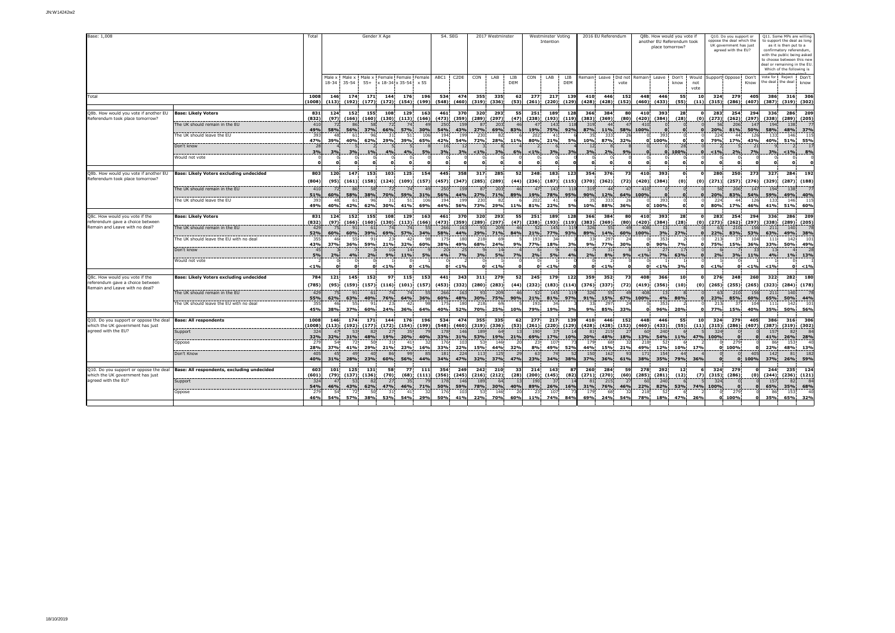Base: 1,008

| | | Total | Gender X Age | | | | | | S4. SEG | | 2017 Westminster | | | Westminster Voting Intention | | | 2016 EU Referendum | | | Q8b. How would you vote if another EU Referendum took place tomorrow? | | | | Q10. Do you support or oppose the deal which the UK government has just agreed with the EU? | | | Q11. Some MPs are willing to support the deal as long as it is then put to a confirmatory referendum, with the public being asked to choose between this new deal or remaining in the EU. Which of the following is ... | | |
|---|---|---|---|---|---|---|---|---|---|---|---|---|---|---|---|---|---|---|---|---|---|---|---|---|---|---|---|---|---|
| | | | Male x 18-34 | Male x 35-54 | Male x 55+ | Female x 18-34 | Female x 35-54 | Female x 55 | ABC1 | C2DE | CON | LAB | LIB DEM | CON | LAB | LIB DEM | Remain | Leave | Did not vote | Remain | Leave | Don't know | Would not vote | Support | Oppose | Don't Know | Vote for the deal | Reject the deal | Don't know |
| Total | | 1008 | 146 | 174 | 171 | 144 | 176 | 196 | 534 | 474 | 355 | 335 | 62 | 277 | 217 | 139 | 410 | 446 | 152 | 448 | 446 | 55 | 10 | 324 | 279 | 405 | 386 | 316 | 306 |
| | | (1008) | (113) | (192) | (177) | (172) | (154) | (199) | (548) | (460) | (319) | (336) | (53) | (261) | (220) | (129) | (428) | (428) | (152) | (460) | (433) | (55) | (11) | (315) | (286) | (407) | (387) | (319) | (302) |
| Q8b. How would you vote if another EU Referendum took place tomorrow? | Base: Likely Voters | 831 | 124 | 152 | 155 | 108 | 129 | 163 | 461 | 370 | 320 | 293 | 55 | 251 | 189 | 128 | 366 | 384 | 80 | 410 | 393 | 28 | 0 | 283 | 254 | 294 | 336 | 286 | 209 |
| | | (832) | (97) | (166) | (160) | (130) | (113) | (166) | (473) | (359) | (289) | (297) | (47) | (238) | (193) | (119) | (383) | (369) | (80) | (420) | (384) | (28) | (0) | (273) | (262) | (297) | (338) | (289) | (205) |
| | The UK should remain in the EU | 410 | 72 | 86 | 58 | 72 | 74 | 49 | 250 | 159 | 87 | 203 | 46 | 47 | 143 | 118 | 319 | 44 | 47 | 410 | 0 | 0 | 0 | 56 | 206 | 147 | 194 | 138 | 77 |
| | | 49% | 58% | 56% | 37% | 66% | 57% | 30% | 54% | 43% | 27% | 69% | 83% | 19% | 75% | 92% | 87% | 11% | 58% | 100% | 0 | 0 | 0 | 20% | 81% | 50% | 58% | 48% | 37% |
| | The UK should leave the EU | 393 | 48 | 61 | 96 | 31 | 51 | 106 | 194 | 199 | 230 | 82 | 6 | 202 | 41 | 6 | 35 | 333 | 26 | 0 | 393 | 0 | 0 | 224 | 44 | 126 | 133 | 146 | 115 |
| | | 47% | 39% | 40% | 62% | 29% | 39% | 65% | 42% | 54% | 72% | 28% | 11% | 80% | 21% | 5% | 10% | 87% | 32% | 0 | 100% | 0 | 0 | 79% | 17% | 43% | 40% | 51% | 55% |
| | Don't know | 28 | 4 | 5 | 2 | 5 | 5 | 8 | 16 | 12 | 3 | 8 | 4 | 2 | 6 | 4 | 12 | 6 | 8 | 0 | 0 | 28 | 0 | 2 | 5 | 21 | 9 | 2 | 17 |
| | | 3% | 3% | 3% | 1% | 4% | 4% | 5% | 3% | 3% | <1% | 3% | 6% | <1% | 3% | 3% | 3% | 2% | 9% | 0 | 0 | 100% | 0 | <1% | 2% | 7% | 3% | <1% | 8% |
| | Would not vote | 0 | 0 | 0 | 0 | 0 | 0 | 0 | 0 | 0 | 0 | 0 | 0 | 0 | 0 | 0 | 0 | 0 | 0 | 0 | 0 | 0 | 0 | 0 | 0 | 0 | 0 | 0 | 0 |
| | | 0 | 0 | 0 | 0 | 0 | 0 | 0 | 0 | 0 | 0 | 0 | 0 | 0 | 0 | 0 | 0 | 0 | 0 | 0 | 0 | 0 | 0 | 0 | 0 | 0 | 0 | 0 | 0 |
| Q8b. How would you vote if another EU Referendum took place tomorrow? | Base: Likely Voters excluding undecided | 803 | 120 | 147 | 153 | 103 | 125 | 154 | 445 | 358 | 317 | 285 | 52 | 248 | 183 | 123 | 354 | 376 | 73 | 410 | 393 | 0 | 0 | 280 | 250 | 273 | 327 | 284 | 192 |
| | | (804) | (95) | (161) | (158) | (124) | (109) | (157) | (457) | (347) | (285) | (289) | (44) | (236) | (187) | (115) | (370) | (362) | (72) | (420) | (384) | (0) | (0) | (271) | (257) | (276) | (329) | (287) | (188) |
| | The UK should remain in the EU | 410 | 72 | 86 | 58 | 72 | 74 | 49 | 250 | 159 | 87 | 203 | 46 | 47 | 143 | 118 | 319 | 44 | 47 | 410 | 0 | 0 | 0 | 56 | 206 | 147 | 194 | 138 | 77 |
| | | 51% | 60% | 58% | 38% | 70% | 59% | 31% | 56% | 44% | 27% | 71% | 89% | 19% | 78% | 95% | 90% | 12% | 64% | 100% | 0 | 0 | 0 | 20% | 83% | 54% | 59% | 49% | 40% |
| | The UK should leave the EU | 393 | 48 | 61 | 96 | 31 | 51 | 106 | 194 | 199 | 230 | 82 | 6 | 202 | 41 | 6 | 35 | 333 | 26 | 0 | 393 | 0 | 0 | 224 | 44 | 126 | 133 | 146 | 115 |
| | | 49% | 40% | 42% | 62% | 30% | 41% | 69% | 44% | 56% | 73% | 29% | 11% | 81% | 22% | 5% | 10% | 88% | 36% | 0 | 100% | 0 | 0 | 80% | 17% | 46% | 41% | 51% | 60% |
| Q8c. How would you vote if the referendum gave a choice between Remain and Leave with no deal? | Base: Likely Voters | 831 | 124 | 152 | 155 | 108 | 129 | 163 | 461 | 370 | 320 | 293 | 55 | 251 | 189 | 128 | 366 | 384 | 80 | 410 | 393 | 28 | 0 | 283 | 254 | 294 | 336 | 286 | 209 |
| | | (832) | (97) | (166) | (160) | (130) | (113) | (166) | (473) | (359) | (289) | (297) | (47) | (238) | (193) | (119) | (383) | (369) | (80) | (420) | (384) | (28) | (0) | (273) | (262) | (297) | (338) | (289) | (205) |
| | The UK should remain in the EU | 429 | 75 | 91 | 61 | 74 | 74 | 55 | 266 | 163 | 93 | 209 | 46 | 52 | 145 | 119 | 326 | 55 | 49 | 408 | 13 | 8 | 0 | 63 | 210 | 156 | 211 | 140 | 78 |
| | | 52% | 60% | 60% | 39% | 69% | 57% | 34% | 58% | 44% | 29% | 71% | 84% | 21% | 77% | 93% | 89% | 14% | 60% | 100% | 3% | 27% | 0 | 22% | 83% | 53% | 63% | 49% | 38% |
| | The UK should leave the EU with no deal | 355 | 46 | 55 | 91 | 23 | 42 | 98 | 175 | 180 | 218 | 69 | 5 | 193 | 34 | 3 | 33 | 297 | 24 | 0 | 353 | 2 | 0 | 213 | 37 | 104 | 111 | 142 | 101 |
| | | 43% | 37% | 36% | 59% | 21% | 32% | 60% | 38% | 49% | 68% | 24% | 9% | 77% | 18% | 3% | 9% | 77% | 30% | 0 | 90% | 7% | 0 | 75% | 15% | 36% | 33% | 50% | 49% |
| | Don't know | 45 | 3 | 7 | 3 | 10 | 14 | 8 | 20 | 25 | 9 | 14 | 4 | 6 | 9 | 5 | 7 | 31 | 7 | 1 | 27 | 17 | 0 | 6 | 7 | 33 | 13 | 4 | 28 |
| | | 5% | 2% | 4% | 2% | 9% | 11% | 5% | 4% | 7% | 3% | 5% | 7% | 2% | 5% | 4% | 2% | 8% | 9% | <1% | 7% | 63% | 0 | 2% | 3% | 11% | 4% | 1% | 13% |
| | Would not vote | 2 | 0 | 0 | 0 | 1 | 0 | 1 | 0 | 2 | 0 | 1 | 0 | 0 | 1 | 0 | 0 | 2 | 0 | 0 | 1 | 1 | 0 | 1 | 0 | 1 | 1 | 0 | 1 |
| | | <1% | 0 | 0 | 0 | <1% | 0 | <1% | 0 | <1% | 0 | <1% | 0 | 0 | <1% | 0 | 0 | <1% | 0 | 0 | <1% | 3% | 0 | <1% | 0 | <1% | <1% | 0 | <1% |
| Q8c. How would you vote if the referendum gave a choice between Remain and Leave with no deal? | Base: Likely Voters excluding undecided | 784 | 121 | 145 | 152 | 97 | 115 | 153 | 441 | 343 | 311 | 279 | 52 | 245 | 179 | 122 | 359 | 352 | 73 | 408 | 366 | 10 | 0 | 276 | 248 | 260 | 322 | 282 | 180 |
| | | (785) | (95) | (159) | (157) | (116) | (101) | (157) | (453) | (332) | (280) | (283) | (44) | (232) | (183) | (114) | (376) | (337) | (72) | (419) | (356) | (10) | (0) | (265) | (255) | (265) | (323) | (284) | (178) |
| | The UK should remain in the EU | 429 | 75 | 91 | 61 | 74 | 74 | 55 | 266 | 163 | 93 | 209 | 46 | 52 | 145 | 119 | 326 | 55 | 49 | 408 | 13 | 8 | 0 | 63 | 210 | 156 | 211 | 140 | 78 |
| | | 55% | 62% | 63% | 40% | 76% | 64% | 36% | 60% | 48% | 30% | 75% | 90% | 21% | 81% | 97% | 91% | 15% | 67% | 100% | 4% | 80% | 0 | 23% | 85% | 60% | 65% | 50% | 44% |
| | The UK should leave the EU with no deal | 355 | 46 | 55 | 91 | 23 | 42 | 98 | 175 | 180 | 218 | 69 | 5 | 193 | 34 | 3 | 33 | 297 | 24 | 0 | 353 | 2 | 0 | 213 | 37 | 104 | 111 | 142 | 101 |
| | | 45% | 38% | 37% | 60% | 24% | 36% | 64% | 40% | 52% | 70% | 25% | 10% | 79% | 19% | 3% | 9% | 85% | 33% | 0 | 96% | 20% | 0 | 77% | 15% | 40% | 35% | 50% | 56% |
| Q10. Do you support or oppose the deal which the UK government has just agreed with the EU? | Base: All respondents | 1008 | 146 | 174 | 171 | 144 | 176 | 196 | 534 | 474 | 355 | 335 | 62 | 277 | 217 | 139 | 410 | 446 | 152 | 448 | 446 | 55 | 10 | 324 | 279 | 405 | 386 | 316 | 306 |
| | | (1008) | (113) | (192) | (177) | (172) | (154) | (199) | (548) | (460) | (319) | (336) | (53) | (261) | (220) | (129) | (428) | (428) | (152) | (460) | (433) | (55) | (11) | (315) | (286) | (407) | (387) | (319) | (302) |
| | Support | 324 | 47 | 53 | 82 | 27 | 35 | 79 | 178 | 146 | 189 | 64 | 13 | 190 | 37 | 14 | 81 | 215 | 27 | 60 | 240 | 6 | 5 | 324 | 0 | 0 | 157 | 82 | 84 |
| | | 32% | 32% | 31% | 48% | 19% | 20% | 40% | 33% | 31% | 53% | 19% | 21% | 69% | 17% | 10% | 20% | 48% | 18% | 13% | 54% | 11% | 47% | 100% | 0 | 0 | 41% | 26% | 28% |
| | Oppose | 279 | 54 | 72 | 50 | 31 | 41 | 32 | 176 | 103 | 53 | 146 | 20 | 23 | 107 | 73 | 179 | 68 | 32 | 218 | 52 | 6 | 2 | 0 | 279 | 0 | 86 | 153 | 40 |
| | | 28% | 37% | 41% | 29% | 21% | 23% | 16% | 33% | 22% | 15% | 44% | 32% | 8% | 49% | 52% | 44% | 15% | 21% | 49% | 12% | 10% | 17% | 0 | 100% | 0 | 22% | 48% | 13% |
| | Don't Know | 405 | 45 | 49 | 40 | 86 | 99 | 85 | 181 | 224 | 113 | 125 | 29 | 63 | 74 | 52 | 150 | 162 | 93 | 171 | 154 | 44 | 4 | 0 | 0 | 405 | 142 | 81 | 182 |
| | | 40% | 31% | 28% | 23% | 60% | 56% | 44% | 34% | 47% | 32% | 37% | 47% | 23% | 34% | 38% | 37% | 36% | 61% | 38% | 35% | 79% | 36% | 0 | 0 | 100% | 37% | 26% | 59% |
| Q10. Do you support or oppose the deal which the UK government has just agreed with the EU? | Base: All respondents, excluding undecided | 603 | 101 | 125 | 131 | 58 | 77 | 111 | 354 | 249 | 242 | 210 | 33 | 214 | 143 | 87 | 260 | 284 | 59 | 278 | 292 | 12 | 6 | 324 | 279 | 0 | 244 | 235 | 124 |
| | | (601) | (79) | (137) | (136) | (70) | (68) | (111) | (356) | (245) | (216) | (212) | (28) | (200) | (145) | (82) | (271) | (270) | (60) | (285) | (281) | (12) | (7) | (315) | (286) | (0) | (244) | (236) | (121) |
| | Support | 324 | 47 | 53 | 82 | 27 | 35 | 79 | 178 | 146 | 189 | 64 | 13 | 190 | 37 | 14 | 81 | 215 | 27 | 60 | 240 | 6 | 5 | 324 | 0 | 0 | 157 | 82 | 84 |
| | | 54% | 46% | 43% | 62% | 47% | 46% | 71% | 50% | 59% | 78% | 30% | 40% | 89% | 26% | 16% | 31% | 76% | 46% | 22% | 82% | 53% | 74% | 100% | 0 | 0 | 65% | 35% | 68% |
| | Oppose | 279 | 54 | 72 | 50 | 31 | 41 | 32 | 176 | 103 | 53 | 146 | 20 | 23 | 107 | 73 | 179 | 68 | 32 | 218 | 52 | 6 | 2 | 0 | 279 | 0 | 86 | 153 | 40 |
| | | 46% | 54% | 57% | 38% | 53% | 54% | 29% | 50% | 41% | 22% | 70% | 60% | 11% | 74% | 84% | 69% | 24% | 54% | 78% | 18% | 47% | 26% | 0 | 100% | 0 | 35% | 65% | 32% |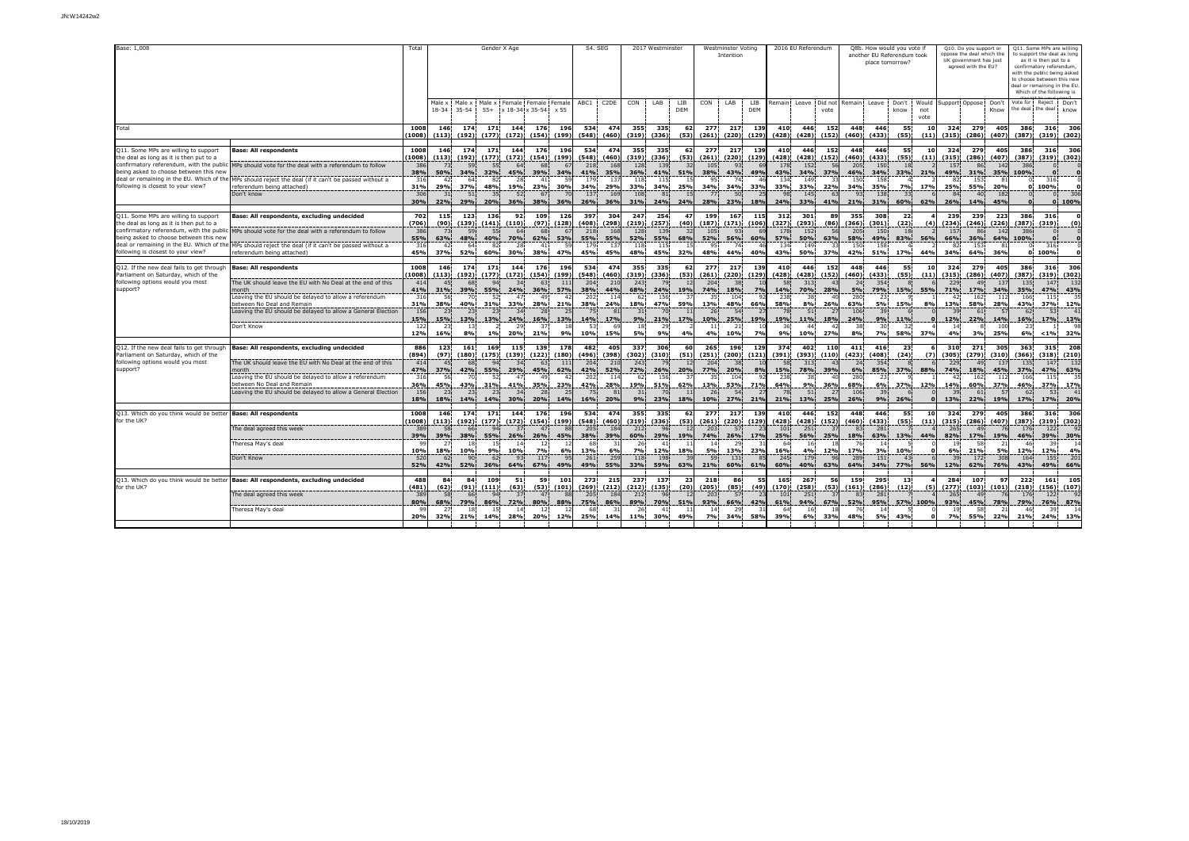Base: 1,008

| | | Total | Gender X Age | | | | | | S4. SEG | | 2017 Westminster | | | Westminster Voting Intention | | | 2016 EU Referendum | | | Q8b. How would you vote if another EU Referendum took place tomorrow? | | | | Q10. Do you support or oppose the deal which the UK government has just agreed with the EU? | | | Q11. Some MPs are willing to support the deal as long as it is then put to a confirmatory referendum, with the public being asked to choose between this new deal or remaining in the EU. Which of the following is | | |
|---|---|---|---|---|---|---|---|---|---|---|---|---|---|---|---|---|---|---|---|---|---|---|---|---|---|---|---|---|---|
| | | | Male x 18-34 | Male x 35-54 | Male x 55+ | Female x 18-34 | Female x 35-54 | Female x 55 | ABC1 | C2DE | CON | LAB | LIB DEM | CON | LAB | LIB DEM | Remain | Leave | Did not vote | Remain | Leave | Don't know | Would not vote | Support | Oppose | Don't Know | Vote for the deal | Reject the deal | Don't know |
| Total | | 1008 | 146 | 174 | 171 | 144 | 176 | 196 | 534 | 474 | 355 | 335 | 62 | 277 | 217 | 139 | 410 | 446 | 152 | 448 | 446 | 55 | 10 | 324 | 279 | 405 | 386 | 316 | 306 |
| | | (1008) | (113) | (192) | (177) | (172) | (154) | (199) | (548) | (460) | (319) | (336) | (53) | (261) | (220) | (129) | (428) | (428) | (152) | (460) | (433) | (55) | (11) | (315) | (286) | (407) | (387) | (319) | (302) |
| Q11. Some MPs are willing to support the deal as long as it is then put to a confirmatory referendum, with the public being asked to choose between this new deal or remaining in the EU. Which of the following is closest to your view? | **Base: All respondents** | 1008 | 146 | 174 | 171 | 144 | 176 | 196 | 534 | 474 | 355 | 335 | 62 | 277 | 217 | 139 | 410 | 446 | 152 | 448 | 446 | 55 | 10 | 324 | 279 | 405 | 386 | 316 | 306 |
| | | (1008) | (113) | (192) | (177) | (172) | (154) | (199) | (548) | (460) | (319) | (336) | (53) | (261) | (220) | (129) | (428) | (428) | (152) | (460) | (433) | (55) | (11) | (315) | (286) | (407) | (387) | (319) | (302) |
| | MPs should vote for the deal with a referendum to follow | 386 | 73 | 59 | 55 | 64 | 68 | 67 | 218 | 168 | 128 | 139 | 32 | 105 | 93 | 69 | 178 | 152 | 56 | 205 | 150 | 18 | 2 | 157 | 86 | 142 | 386 | 0 | 0 |
| | | 38% | 50% | 34% | 32% | 45% | 39% | 34% | 41% | 35% | 36% | 41% | 51% | 38% | 43% | 49% | 43% | 34% | 37% | 46% | 34% | 33% | 21% | 49% | 31% | 35% | 100% | 0 | 0 |
| | MPs should reject the deal (if it can't be passed without a referendum being attached) | 316 | 42 | 64 | 82 | 28 | 41 | 59 | 179 | 137 | 118 | 115 | 15 | 95 | 74 | 46 | 134 | 149 | 33 | 150 | 158 | 4 | 2 | 82 | 153 | 81 | 0 | 316 | 0 |
| | | 31% | 29% | 37% | 48% | 19% | 23% | 30% | 34% | 29% | 33% | 34% | 25% | 34% | 34% | 33% | 33% | 33% | 22% | 34% | 35% | 7% | 17% | 25% | 55% | 20% | 0 | 100% | 0 |
| | Don't know | 306 | 31 | 51 | 35 | 52 | 67 | 70 | 137 | 169 | 108 | 81 | 15 | 77 | 50 | 25 | 98 | 145 | 63 | 93 | 138 | 33 | 6 | 84 | 40 | 182 | 0 | 0 | 306 |
| | | 30% | 22% | 29% | 20% | 36% | 38% | 36% | 26% | 36% | 31% | 24% | 24% | 28% | 23% | 18% | 24% | 33% | 41% | 21% | 31% | 60% | 62% | 26% | 14% | 45% | 0 | 0 | 100% |
| Q11. Some MPs are willing to support the deal as long as it is then put to a confirmatory referendum, with the public being asked to choose between this new deal or remaining in the EU. Which of the following is closest to your view? | **Base: All respondents, excluding undecided** | 702 | 115 | 123 | 136 | 92 | 109 | 126 | 397 | 304 | 247 | 254 | 47 | 199 | 167 | 115 | 312 | 301 | 89 | 355 | 308 | 22 | 4 | 239 | 239 | 223 | 386 | 316 | 0 |
| | | (706) | (90) | (139) | (141) | (110) | (97) | (128) | (408) | (298) | (219) | (257) | (40) | (187) | (171) | (106) | (327) | (293) | (86) | (366) | (301) | (22) | (4) | (234) | (246) | (226) | (387) | (319) | (0) |
| | MPs should vote for the deal with a referendum to follow | 386 | 73 | 59 | 55 | 64 | 68 | 67 | 218 | 168 | 128 | 139 | 32 | 105 | 93 | 69 | 178 | 152 | 56 | 205 | 150 | 18 | 2 | 157 | 86 | 142 | 386 | 0 | 0 |
| | | 55% | 63% | 48% | 40% | 70% | 62% | 53% | 55% | 55% | 52% | 55% | 68% | 52% | 56% | 60% | 57% | 50% | 63% | 58% | 49% | 83% | 56% | 66% | 36% | 64% | 100% | 0 | 0 |
| | MPs should reject the deal (if it can't be passed without a referendum being attached) | 316 | 42 | 64 | 82 | 28 | 41 | 59 | 179 | 137 | 118 | 115 | 15 | 95 | 74 | 46 | 134 | 149 | 33 | 150 | 158 | 4 | 2 | 82 | 153 | 81 | 0 | 316 | 0 |
| | | 45% | 37% | 52% | 60% | 30% | 38% | 47% | 45% | 45% | 48% | 45% | 32% | 48% | 44% | 40% | 43% | 50% | 37% | 42% | 51% | 17% | 44% | 34% | 64% | 36% | 0 | 100% | 0 |
| Q12. If the new deal fails to get through Parliament on Saturday, which of the following options would you most support? | **Base: All respondents** | 1008 | 146 | 174 | 171 | 144 | 176 | 196 | 534 | 474 | 355 | 335 | 62 | 277 | 217 | 139 | 410 | 446 | 152 | 448 | 446 | 55 | 10 | 324 | 279 | 405 | 386 | 316 | 306 |
| | | (1008) | (113) | (192) | (177) | (172) | (154) | (199) | (548) | (460) | (319) | (336) | (53) | (261) | (220) | (129) | (428) | (428) | (152) | (460) | (433) | (55) | (11) | (315) | (286) | (407) | (387) | (319) | (302) |
| | The UK should leave the EU with No Deal at the end of this month | 414 | 45 | 68 | 94 | 34 | 63 | 111 | 204 | 210 | 243 | 79 | 12 | 204 | 38 | 10 | 58 | 313 | 43 | 24 | 354 | 8 | 6 | 229 | 49 | 137 | 135 | 147 | 132 |
| | | 41% | 31% | 39% | 55% | 24% | 36% | 57% | 38% | 44% | 68% | 24% | 19% | 74% | 18% | 7% | 14% | 70% | 28% | 5% | 79% | 15% | 55% | 71% | 17% | 34% | 35% | 47% | 43% |
| | Leaving the EU should be delayed to allow a referendum between No Deal and Remain | 316 | 56 | 70 | 52 | 47 | 49 | 42 | 202 | 114 | 62 | 158 | 37 | 35 | 104 | 92 | 238 | 38 | 40 | 280 | 23 | 8 | 1 | 42 | 162 | 112 | 166 | 115 | 35 |
| | | 31% | 38% | 40% | 31% | 33% | 28% | 21% | 38% | 24% | 18% | 47% | 59% | 13% | 48% | 66% | 58% | 8% | 26% | 63% | 5% | 15% | 8% | 13% | 58% | 28% | 43% | 37% | 12% |
| | Leaving the EU should be delayed to allow a General Election | 156 | 23 | 23 | 23 | 34 | 28 | 25 | 75 | 81 | 31 | 70 | 11 | 26 | 54 | 27 | 78 | 51 | 27 | 106 | 39 | 6 | 0 | 39 | 61 | 57 | 62 | 53 | 41 |
| | | 15% | 15% | 13% | 13% | 24% | 16% | 13% | 14% | 17% | 9% | 21% | 17% | 10% | 25% | 19% | 19% | 11% | 18% | 24% | 9% | 11% | 0 | 12% | 22% | 14% | 16% | 17% | 13% |
| | Don't Know | 122 | 23 | 13 | 2 | 29 | 37 | 18 | 53 | 69 | 18 | 29 | 2 | 11 | 21 | 10 | 36 | 44 | 42 | 38 | 30 | 32 | 4 | 14 | 8 | 100 | 23 | 1 | 98 |
| | | 12% | 16% | 8% | 1% | 20% | 21% | 9% | 10% | 15% | 5% | 9% | 4% | 4% | 10% | 7% | 9% | 10% | 27% | 8% | 7% | 58% | 37% | 4% | 3% | 25% | 6% | <1% | 32% |
| Q12. If the new deal fails to get through Parliament on Saturday, which of the following options would you most support? | **Base: All respondents, excluding undecided** | 886 | 123 | 161 | 169 | 115 | 139 | 178 | 482 | 405 | 337 | 306 | 60 | 265 | 196 | 129 | 374 | 402 | 110 | 411 | 416 | 23 | 6 | 310 | 271 | 305 | 363 | 315 | 208 |
| | | (894) | (97) | (180) | (175) | (139) | (122) | (180) | (496) | (398) | (302) | (310) | (51) | (251) | (200) | (121) | (391) | (393) | (110) | (423) | (408) | (24) | (7) | (305) | (279) | (310) | (366) | (318) | (210) |
| | The UK should leave the EU with No Deal at the end of this month | 414 | 45 | 68 | 94 | 34 | 63 | 111 | 204 | 210 | 243 | 79 | 12 | 204 | 38 | 10 | 58 | 313 | 43 | 24 | 354 | 8 | 6 | 229 | 49 | 137 | 135 | 147 | 132 |
| | | 47% | 37% | 42% | 55% | 29% | 45% | 62% | 42% | 52% | 72% | 26% | 20% | 77% | 20% | 8% | 15% | 78% | 39% | 6% | 85% | 37% | 88% | 74% | 18% | 45% | 37% | 47% | 63% |
| | Leaving the EU should be delayed to allow a referendum between No Deal and Remain | 316 | 56 | 70 | 52 | 47 | 49 | 42 | 202 | 114 | 62 | 158 | 37 | 35 | 104 | 92 | 238 | 38 | 40 | 280 | 23 | 8 | 1 | 42 | 162 | 112 | 166 | 115 | 35 |
| | | 36% | 45% | 43% | 31% | 41% | 35% | 23% | 42% | 28% | 19% | 51% | 62% | 13% | 53% | 71% | 64% | 9% | 36% | 68% | 6% | 37% | 12% | 14% | 60% | 37% | 46% | 37% | 17% |
| | Leaving the EU should be delayed to allow a General Election | 156 | 23 | 23 | 23 | 34 | 28 | 25 | 75 | 81 | 31 | 70 | 11 | 26 | 54 | 27 | 78 | 51 | 27 | 106 | 39 | 6 | 0 | 39 | 61 | 57 | 62 | 53 | 41 |
| | | 18% | 18% | 14% | 14% | 30% | 20% | 14% | 16% | 20% | 9% | 23% | 18% | 10% | 27% | 21% | 21% | 13% | 25% | 26% | 9% | 26% | 0 | 13% | 22% | 19% | 17% | 17% | 20% |
| Q13. Which do you think would be better for the UK? | **Base: All respondents** | 1008 | 146 | 174 | 171 | 144 | 176 | 196 | 534 | 474 | 355 | 335 | 62 | 277 | 217 | 139 | 410 | 446 | 152 | 448 | 446 | 55 | 10 | 324 | 279 | 405 | 386 | 316 | 306 |
| | | (1008) | (113) | (192) | (177) | (172) | (154) | (199) | (548) | (460) | (319) | (336) | (53) | (261) | (220) | (129) | (428) | (428) | (152) | (460) | (433) | (55) | (11) | (315) | (286) | (407) | (387) | (319) | (302) |
| | The deal agreed this week | 389 | 58 | 66 | 94 | 37 | 47 | 88 | 205 | 184 | 212 | 96 | 12 | 203 | 57 | 23 | 101 | 251 | 37 | 83 | 281 | 7 | 4 | 265 | 49 | 76 | 176 | 122 | 92 |
| | | 39% | 39% | 38% | 55% | 26% | 26% | 45% | 38% | 39% | 60% | 29% | 19% | 74% | 26% | 17% | 25% | 56% | 25% | 18% | 63% | 13% | 44% | 82% | 17% | 19% | 46% | 39% | 30% |
| | Theresa May's deal | 99 | 27 | 18 | 15 | 14 | 12 | 12 | 68 | 31 | 26 | 41 | 11 | 14 | 29 | 31 | 64 | 16 | 18 | 76 | 14 | 5 | 0 | 19 | 58 | 21 | 46 | 39 | 14 |
| | | 10% | 18% | 10% | 9% | 10% | 7% | 6% | 13% | 6% | 7% | 12% | 18% | 5% | 13% | 23% | 16% | 4% | 12% | 17% | 3% | 10% | 0 | 6% | 21% | 5% | 12% | 12% | 4% |
| | Don't Know | 520 | 62 | 90 | 62 | 93 | 117 | 95 | 261 | 259 | 118 | 198 | 39 | 59 | 131 | 85 | 245 | 179 | 96 | 289 | 151 | 43 | 6 | 39 | 172 | 308 | 164 | 155 | 201 |
| | | 52% | 42% | 52% | 36% | 64% | 67% | 49% | 49% | 55% | 33% | 59% | 63% | 21% | 60% | 61% | 60% | 40% | 63% | 64% | 34% | 77% | 56% | 12% | 62% | 76% | 43% | 49% | 66% |
| Q13. Which do you think would be better for the UK? | **Base: All respondents, excluding undecided** | 488 | 84 | 84 | 109 | 51 | 59 | 101 | 273 | 215 | 237 | 137 | 23 | 218 | 86 | 55 | 165 | 267 | 56 | 159 | 295 | 13 | 4 | 284 | 107 | 97 | 222 | 161 | 105 |
| | | (481) | (62) | (91) | (111) | (63) | (53) | (101) | (269) | (212) | (212) | (135) | (20) | (205) | (85) | (49) | (170) | (258) | (53) | (161) | (286) | (12) | (5) | (277) | (103) | (101) | (218) | (156) | (107) |
| | The deal agreed this week | 389 | 58 | 66 | 94 | 37 | 47 | 88 | 205 | 184 | 212 | 96 | 12 | 203 | 57 | 23 | 101 | 251 | 37 | 83 | 281 | 7 | 4 | 265 | 49 | 76 | 176 | 122 | 92 |
| | | 80% | 68% | 79% | 86% | 72% | 80% | 88% | 75% | 86% | 89% | 70% | 51% | 93% | 66% | 42% | 61% | 94% | 67% | 52% | 95% | 57% | 100% | 93% | 45% | 78% | 79% | 76% | 87% |
| | Theresa May's deal | 99 | 27 | 18 | 15 | 14 | 12 | 12 | 68 | 31 | 26 | 41 | 11 | 14 | 29 | 31 | 64 | 16 | 18 | 76 | 14 | 5 | 0 | 19 | 58 | 21 | 46 | 39 | 14 |
| | | 20% | 32% | 21% | 14% | 28% | 20% | 12% | 25% | 14% | 11% | 30% | 49% | 7% | 34% | 58% | 39% | 6% | 33% | 48% | 5% | 43% | 0 | 7% | 55% | 22% | 21% | 24% | 13% |